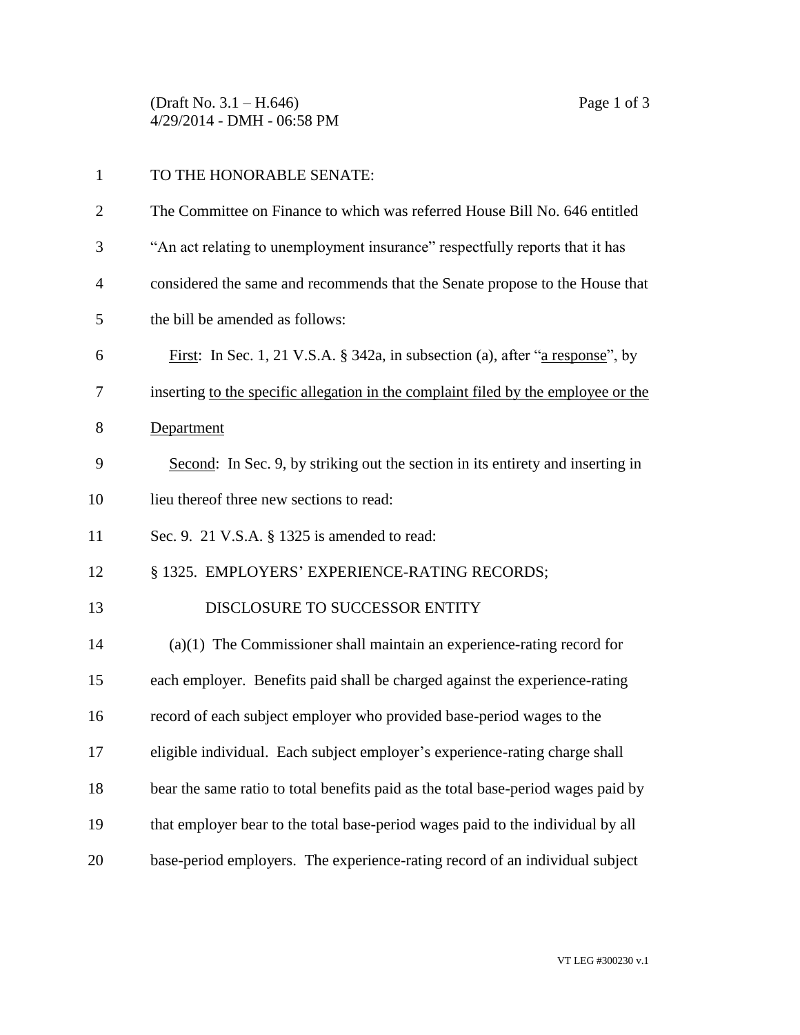TO THE HONORABLE SENATE:

The Committee on Finance to which was referred House Bill No. 646 entitled "An act relating to unemployment insurance" respectfully reports that it has considered the same and recommends that the Senate propose to the House that the bill be amended as follows:

First: In Sec. 1, 21 V.S.A. § 342a, in subsection (a), after "a response", by inserting to the specific allegation in the complaint filed by the employee or the Department

Second: In Sec. 9, by striking out the section in its entirety and inserting in lieu thereof three new sections to read:

Sec. 9. 21 V.S.A. § 1325 is amended to read:

§ 1325. EMPLOYERS' EXPERIENCE-RATING RECORDS; DISCLOSURE TO SUCCESSOR ENTITY

(a)(1) The Commissioner shall maintain an experience-rating record for each employer. Benefits paid shall be charged against the experience-rating record of each subject employer who provided base-period wages to the eligible individual. Each subject employer's experience-rating charge shall bear the same ratio to total benefits paid as the total base-period wages paid by that employer bear to the total base-period wages paid to the individual by all base-period employers. The experience-rating record of an individual subject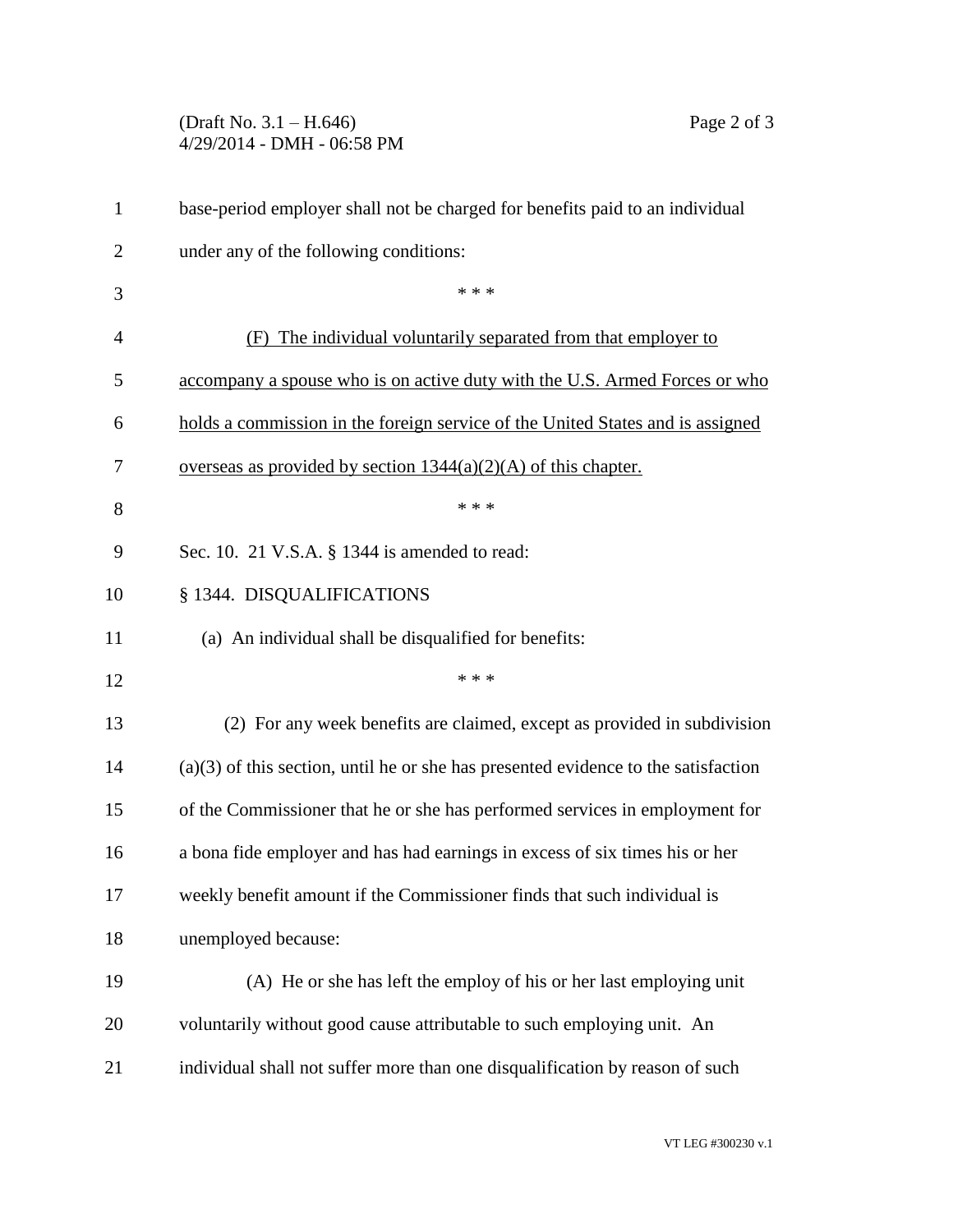base-period employer shall not be charged for benefits paid to an individual under any of the following conditions:

\* \* \*

(F) The individual voluntarily separated from that employer to accompany a spouse who is on active duty with the U.S. Armed Forces or who holds a commission in the foreign service of the United States and is assigned overseas as provided by section 1344(a)(2)(A) of this chapter.

\* \* \*

Sec. 10. 21 V.S.A. § 1344 is amended to read:

§ 1344. DISQUALIFICATIONS

(a) An individual shall be disqualified for benefits:

\* \* \*

(2) For any week benefits are claimed, except as provided in subdivision (a)(3) of this section, until he or she has presented evidence to the satisfaction of the Commissioner that he or she has performed services in employment for a bona fide employer and has had earnings in excess of six times his or her weekly benefit amount if the Commissioner finds that such individual is unemployed because:

(A) He or she has left the employ of his or her last employing unit voluntarily without good cause attributable to such employing unit. An individual shall not suffer more than one disqualification by reason of such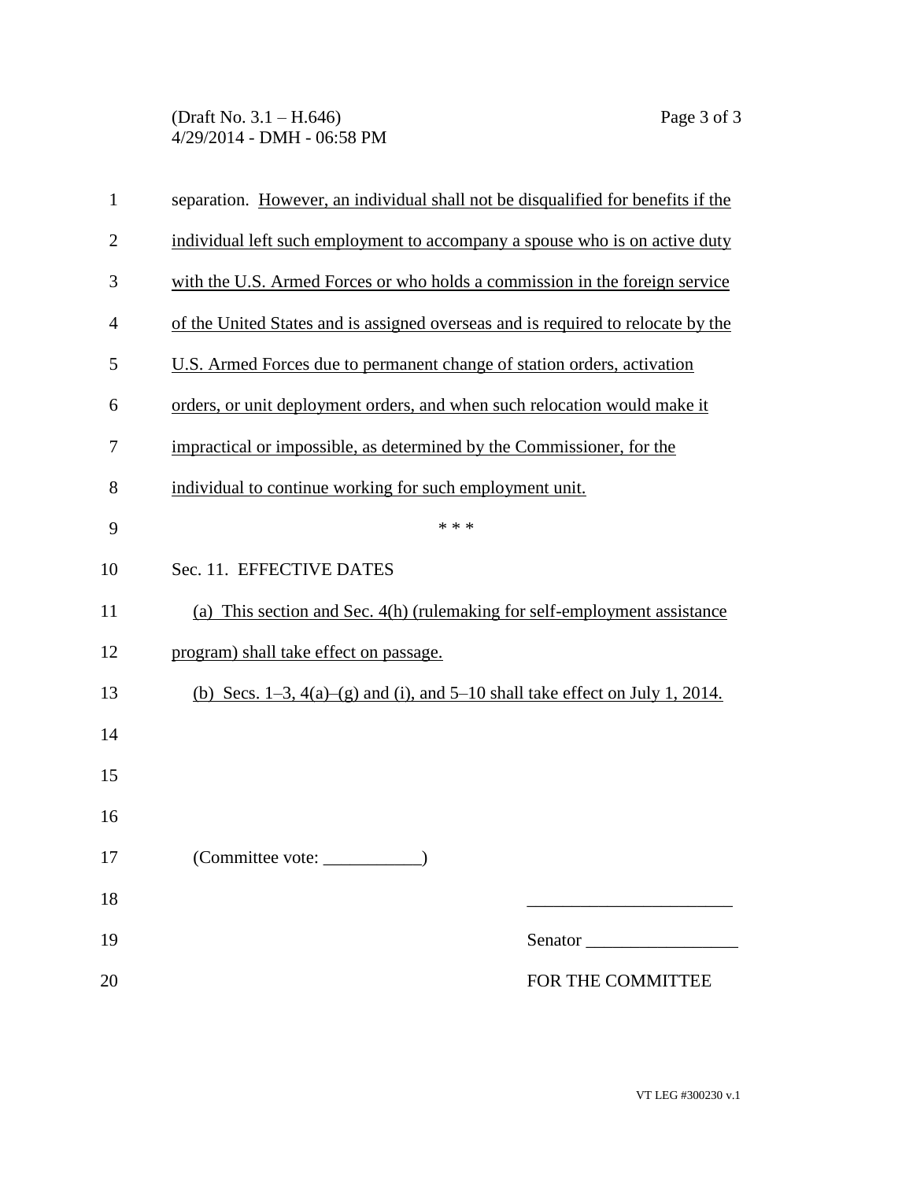separation. However, an individual shall not be disqualified for benefits if the individual left such employment to accompany a spouse who is on active duty with the U.S. Armed Forces or who holds a commission in the foreign service of the United States and is assigned overseas and is required to relocate by the U.S. Armed Forces due to permanent change of station orders, activation orders, or unit deployment orders, and when such relocation would make it impractical or impossible, as determined by the Commissioner, for the individual to continue working for such employment unit.

\* \* \*

Sec. 11. EFFECTIVE DATES

(a) This section and Sec. 4(h) (rulemaking for self-employment assistance program) shall take effect on passage.

(b) Secs. 1–3, 4(a)–(g) and (i), and 5–10 shall take effect on July 1, 2014.

(Committee vote: ___________)

_______________________

Senator _________________

FOR THE COMMITTEE